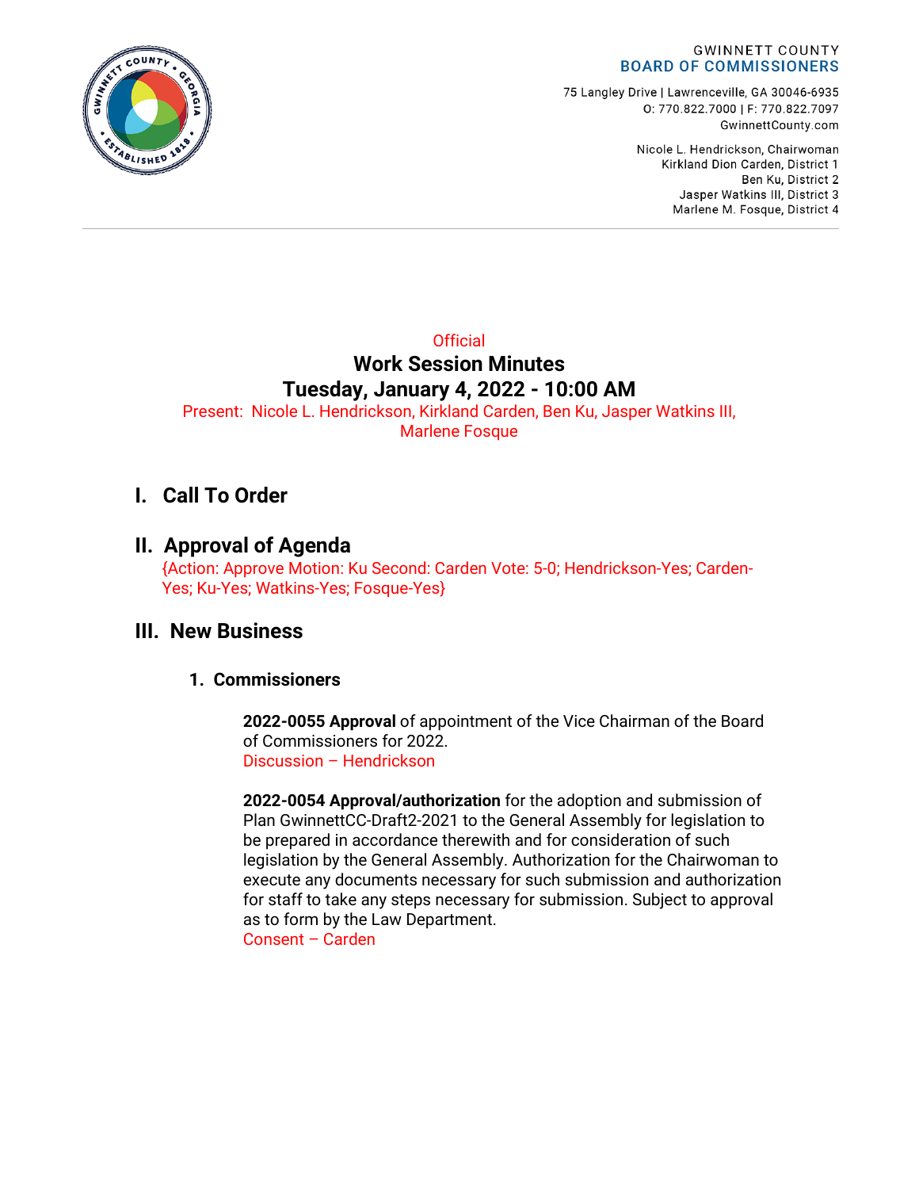GWINNETT COUNTY
**BOARD OF COMMISSIONERS**

75 Langley Drive | Lawrenceville, GA 30046-6935
O: 770.822.7000 | F: 770.822.7097
GwinnettCounty.com

Nicole L. Hendrickson, Chairwoman
Kirkland Dion Carden, District 1
Ben Ku, District 2
Jasper Watkins III, District 3
Marlene M. Fosque, District 4

Official

**Work Session Minutes**

**Tuesday, January 4, 2022 - 10:00 AM**

Present: Nicole L. Hendrickson, Kirkland Carden, Ben Ku, Jasper Watkins III, Marlene Fosque

## I. Call To Order

## II. Approval of Agenda

{Action: Approve Motion: Ku Second: Carden Vote: 5-0; Hendrickson-Yes; Carden-Yes; Ku-Yes; Watkins-Yes; Fosque-Yes}

## III. New Business

### 1. Commissioners

**2022-0055 Approval** of appointment of the Vice Chairman of the Board of Commissioners for 2022.
Discussion – Hendrickson

**2022-0054 Approval/authorization** for the adoption and submission of Plan GwinnettCC-Draft2-2021 to the General Assembly for legislation to be prepared in accordance therewith and for consideration of such legislation by the General Assembly. Authorization for the Chairwoman to execute any documents necessary for such submission and authorization for staff to take any steps necessary for submission. Subject to approval as to form by the Law Department.
Consent – Carden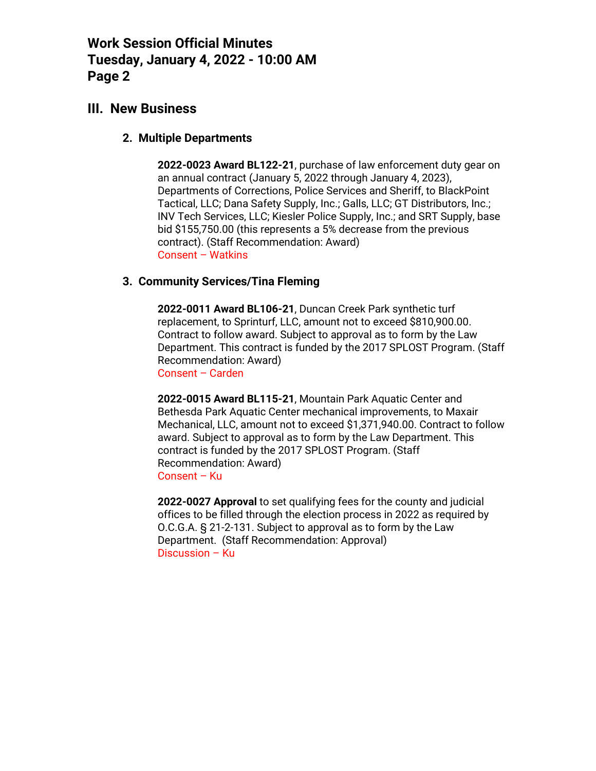## III. New Business

### 2. Multiple Departments

**2022-0023 Award BL122-21**, purchase of law enforcement duty gear on an annual contract (January 5, 2022 through January 4, 2023), Departments of Corrections, Police Services and Sheriff, to BlackPoint Tactical, LLC; Dana Safety Supply, Inc.; Galls, LLC; GT Distributors, Inc.; INV Tech Services, LLC; Kiesler Police Supply, Inc.; and SRT Supply, base bid $155,750.00 (this represents a 5% decrease from the previous contract). (Staff Recommendation: Award)
Consent – Watkins

### 3. Community Services/Tina Fleming

**2022-0011 Award BL106-21**, Duncan Creek Park synthetic turf replacement, to Sprinturf, LLC, amount not to exceed $810,900.00. Contract to follow award. Subject to approval as to form by the Law Department. This contract is funded by the 2017 SPLOST Program. (Staff Recommendation: Award)
Consent – Carden

**2022-0015 Award BL115-21**, Mountain Park Aquatic Center and Bethesda Park Aquatic Center mechanical improvements, to Maxair Mechanical, LLC, amount not to exceed $1,371,940.00. Contract to follow award. Subject to approval as to form by the Law Department. This contract is funded by the 2017 SPLOST Program. (Staff Recommendation: Award)
Consent – Ku

**2022-0027 Approval** to set qualifying fees for the county and judicial offices to be filled through the election process in 2022 as required by O.C.G.A. § 21-2-131. Subject to approval as to form by the Law Department. (Staff Recommendation: Approval)
Discussion – Ku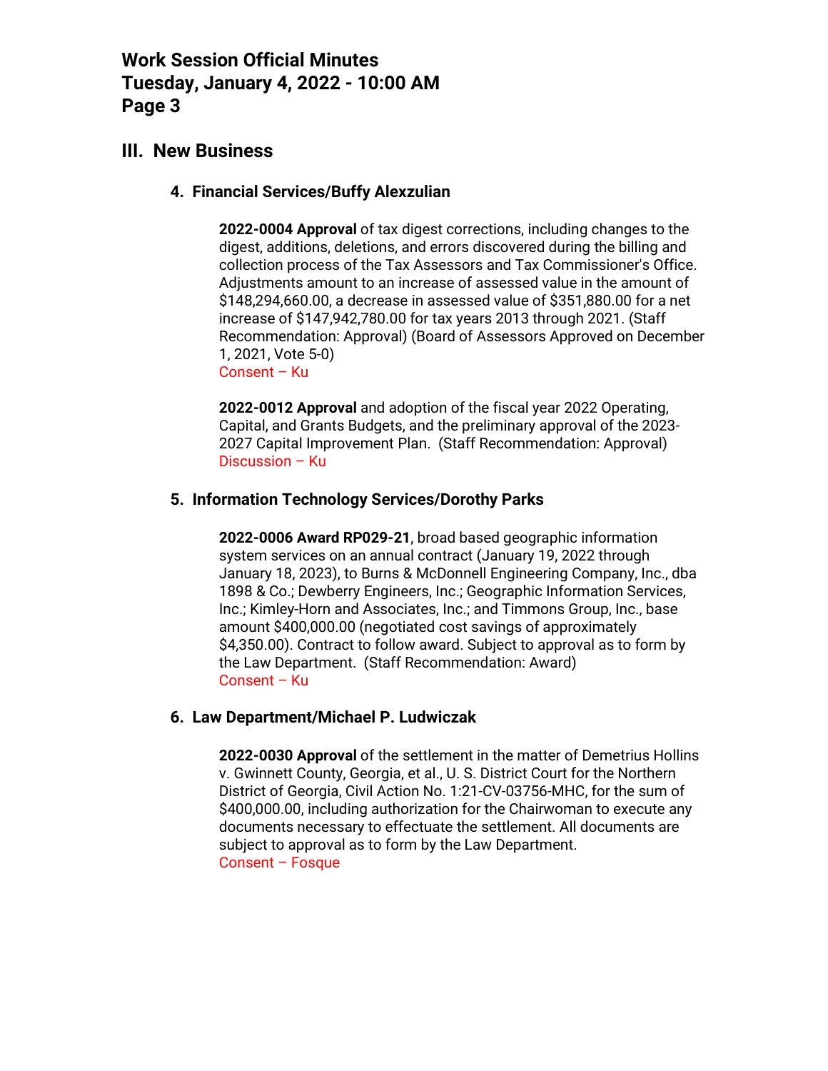## III. New Business

### 4. Financial Services/Buffy Alexzulian

**2022-0004 Approval** of tax digest corrections, including changes to the digest, additions, deletions, and errors discovered during the billing and collection process of the Tax Assessors and Tax Commissioner's Office. Adjustments amount to an increase of assessed value in the amount of $148,294,660.00, a decrease in assessed value of $351,880.00 for a net increase of $147,942,780.00 for tax years 2013 through 2021. (Staff Recommendation: Approval) (Board of Assessors Approved on December 1, 2021, Vote 5-0)
Consent – Ku

**2022-0012 Approval** and adoption of the fiscal year 2022 Operating, Capital, and Grants Budgets, and the preliminary approval of the 2023-2027 Capital Improvement Plan. (Staff Recommendation: Approval)
Discussion – Ku

### 5. Information Technology Services/Dorothy Parks

**2022-0006 Award RP029-21**, broad based geographic information system services on an annual contract (January 19, 2022 through January 18, 2023), to Burns & McDonnell Engineering Company, Inc., dba 1898 & Co.; Dewberry Engineers, Inc.; Geographic Information Services, Inc.; Kimley-Horn and Associates, Inc.; and Timmons Group, Inc., base amount $400,000.00 (negotiated cost savings of approximately $4,350.00). Contract to follow award. Subject to approval as to form by the Law Department. (Staff Recommendation: Award)
Consent – Ku

### 6. Law Department/Michael P. Ludwiczak

**2022-0030 Approval** of the settlement in the matter of Demetrius Hollins v. Gwinnett County, Georgia, et al., U. S. District Court for the Northern District of Georgia, Civil Action No. 1:21-CV-03756-MHC, for the sum of $400,000.00, including authorization for the Chairwoman to execute any documents necessary to effectuate the settlement. All documents are subject to approval as to form by the Law Department.
Consent – Fosque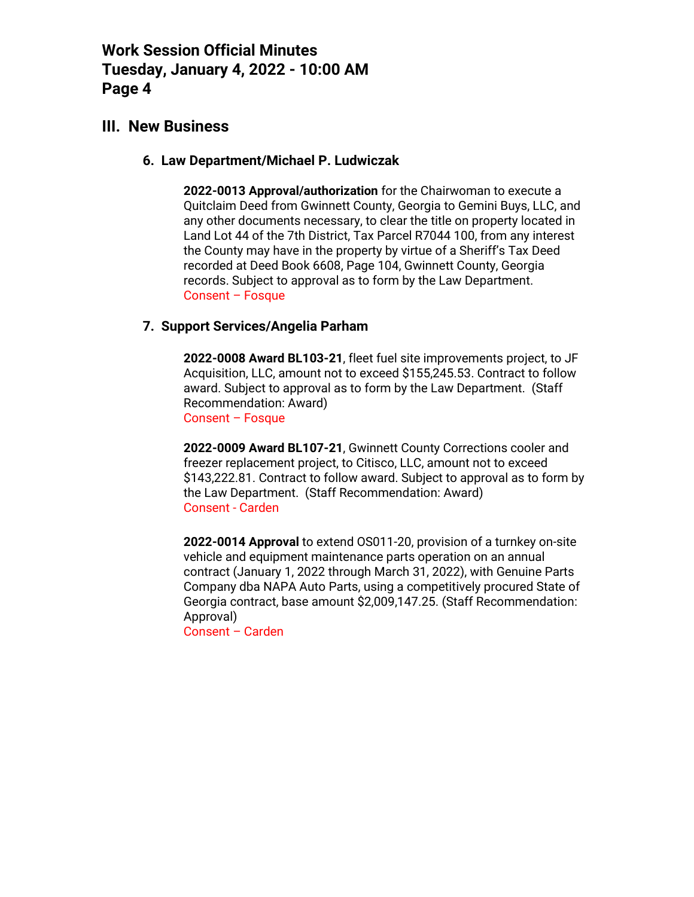## III. New Business

### 6. Law Department/Michael P. Ludwiczak

**2022-0013 Approval/authorization** for the Chairwoman to execute a Quitclaim Deed from Gwinnett County, Georgia to Gemini Buys, LLC, and any other documents necessary, to clear the title on property located in Land Lot 44 of the 7th District, Tax Parcel R7044 100, from any interest the County may have in the property by virtue of a Sheriff's Tax Deed recorded at Deed Book 6608, Page 104, Gwinnett County, Georgia records. Subject to approval as to form by the Law Department.
Consent – Fosque

### 7. Support Services/Angelia Parham

**2022-0008 Award BL103-21**, fleet fuel site improvements project, to JF Acquisition, LLC, amount not to exceed $155,245.53. Contract to follow award. Subject to approval as to form by the Law Department. (Staff Recommendation: Award)
Consent – Fosque

**2022-0009 Award BL107-21**, Gwinnett County Corrections cooler and freezer replacement project, to Citisco, LLC, amount not to exceed $143,222.81. Contract to follow award. Subject to approval as to form by the Law Department. (Staff Recommendation: Award)
Consent - Carden

**2022-0014 Approval** to extend OS011-20, provision of a turnkey on-site vehicle and equipment maintenance parts operation on an annual contract (January 1, 2022 through March 31, 2022), with Genuine Parts Company dba NAPA Auto Parts, using a competitively procured State of Georgia contract, base amount $2,009,147.25. (Staff Recommendation: Approval)
Consent – Carden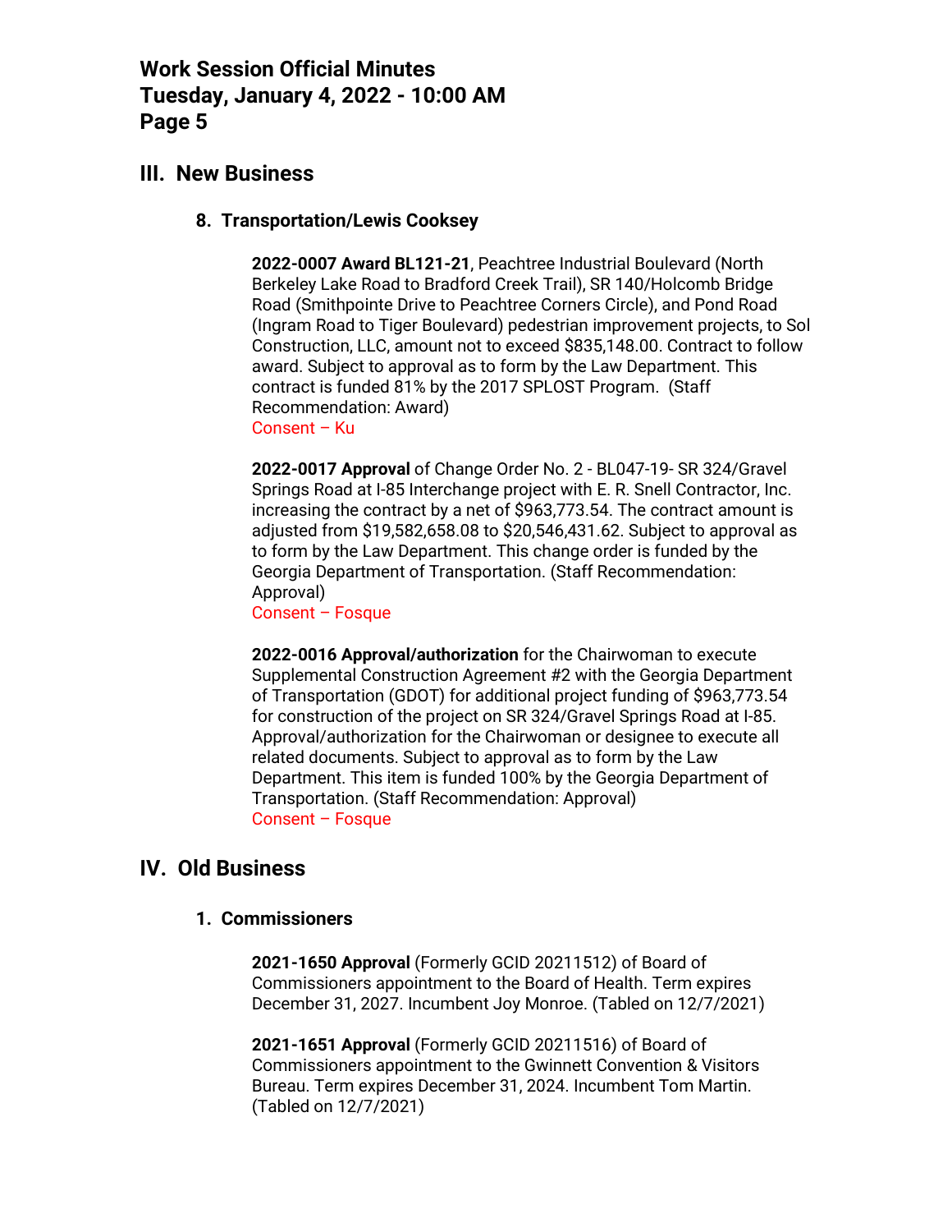## III. New Business

### 8. Transportation/Lewis Cooksey

**2022-0007 Award BL121-21**, Peachtree Industrial Boulevard (North Berkeley Lake Road to Bradford Creek Trail), SR 140/Holcomb Bridge Road (Smithpointe Drive to Peachtree Corners Circle), and Pond Road (Ingram Road to Tiger Boulevard) pedestrian improvement projects, to Sol Construction, LLC, amount not to exceed $835,148.00. Contract to follow award. Subject to approval as to form by the Law Department. This contract is funded 81% by the 2017 SPLOST Program. (Staff Recommendation: Award)
Consent – Ku

**2022-0017 Approval** of Change Order No. 2 - BL047-19- SR 324/Gravel Springs Road at I-85 Interchange project with E. R. Snell Contractor, Inc. increasing the contract by a net of $963,773.54. The contract amount is adjusted from $19,582,658.08 to $20,546,431.62. Subject to approval as to form by the Law Department. This change order is funded by the Georgia Department of Transportation. (Staff Recommendation: Approval)
Consent – Fosque

**2022-0016 Approval/authorization** for the Chairwoman to execute Supplemental Construction Agreement #2 with the Georgia Department of Transportation (GDOT) for additional project funding of $963,773.54 for construction of the project on SR 324/Gravel Springs Road at I-85. Approval/authorization for the Chairwoman or designee to execute all related documents. Subject to approval as to form by the Law Department. This item is funded 100% by the Georgia Department of Transportation. (Staff Recommendation: Approval)
Consent – Fosque

## IV. Old Business

### 1. Commissioners

**2021-1650 Approval** (Formerly GCID 20211512) of Board of Commissioners appointment to the Board of Health. Term expires December 31, 2027. Incumbent Joy Monroe. (Tabled on 12/7/2021)

**2021-1651 Approval** (Formerly GCID 20211516) of Board of Commissioners appointment to the Gwinnett Convention & Visitors Bureau. Term expires December 31, 2024. Incumbent Tom Martin. (Tabled on 12/7/2021)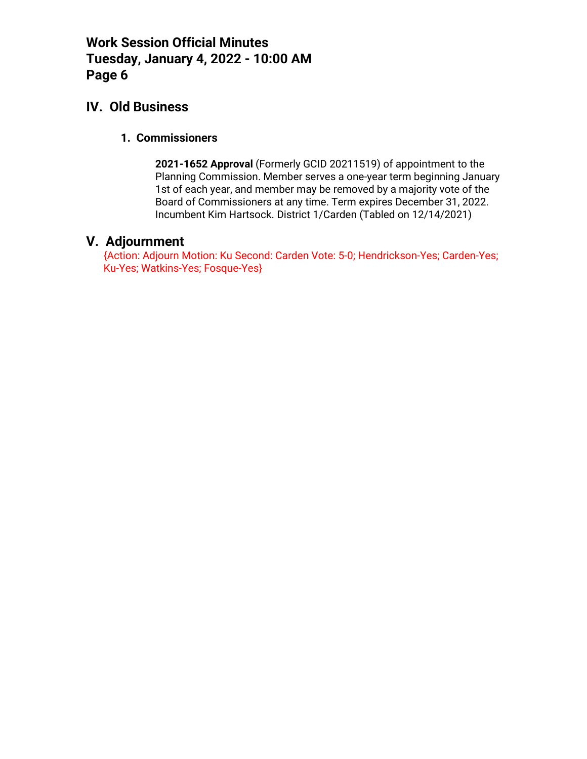## IV. Old Business

### 1. Commissioners

**2021-1652 Approval** (Formerly GCID 20211519) of appointment to the Planning Commission. Member serves a one-year term beginning January 1st of each year, and member may be removed by a majority vote of the Board of Commissioners at any time. Term expires December 31, 2022. Incumbent Kim Hartsock. District 1/Carden (Tabled on 12/14/2021)

## V. Adjournment

{Action: Adjourn Motion: Ku Second: Carden Vote: 5-0; Hendrickson-Yes; Carden-Yes; Ku-Yes; Watkins-Yes; Fosque-Yes}